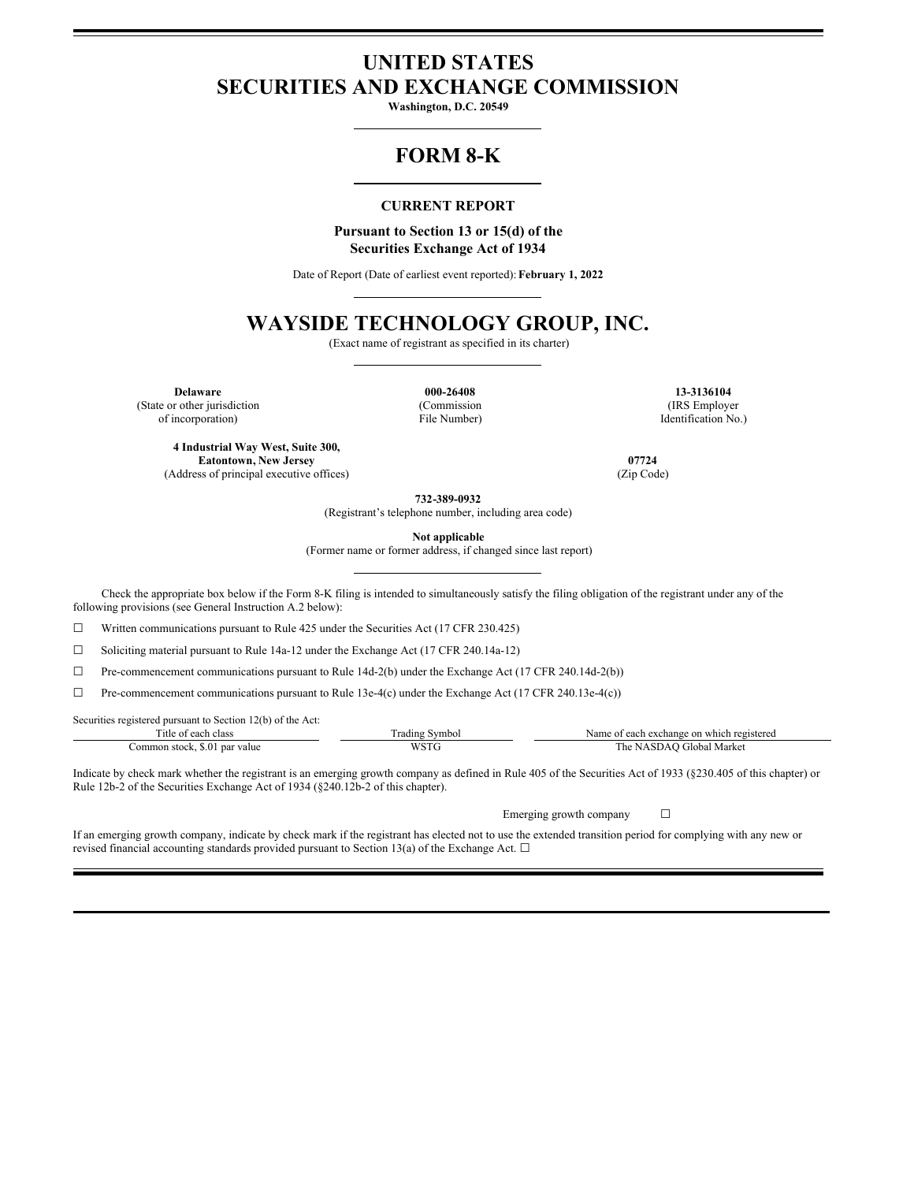# UNITED STATES
# SECURITIES AND EXCHANGE COMMISSION

**Washington, D.C. 20549**

# FORM 8-K

**CURRENT REPORT**

**Pursuant to Section 13 or 15(d) of the Securities Exchange Act of 1934**

Date of Report (Date of earliest event reported): **February 1, 2022**

# WAYSIDE TECHNOLOGY GROUP, INC.

(Exact name of registrant as specified in its charter)

| **Delaware** | **000-26408** | **13-3136104** |
|---|---|---|
| (State or other jurisdiction of incorporation) | (Commission File Number) | (IRS Employer Identification No.) |

| **4 Industrial Way West, Suite 300, Eatontown, New Jersey** | **07724** |
|---|---|
| (Address of principal executive offices) | (Zip Code) |

**732-389-0932**
(Registrant's telephone number, including area code)

**Not applicable**
(Former name or former address, if changed since last report)

Check the appropriate box below if the Form 8-K filing is intended to simultaneously satisfy the filing obligation of the registrant under any of the following provisions (see General Instruction A.2 below):

☐ Written communications pursuant to Rule 425 under the Securities Act (17 CFR 230.425)

☐ Soliciting material pursuant to Rule 14a-12 under the Exchange Act (17 CFR 240.14a-12)

☐ Pre-commencement communications pursuant to Rule 14d-2(b) under the Exchange Act (17 CFR 240.14d-2(b))

☐ Pre-commencement communications pursuant to Rule 13e-4(c) under the Exchange Act (17 CFR 240.13e-4(c))

Securities registered pursuant to Section 12(b) of the Act:

| Title of each class | Trading Symbol | Name of each exchange on which registered |
|---|---|---|
| Common stock, $.01 par value | WSTG | The NASDAQ Global Market |

Indicate by check mark whether the registrant is an emerging growth company as defined in Rule 405 of the Securities Act of 1933 (§230.405 of this chapter) or Rule 12b-2 of the Securities Exchange Act of 1934 (§240.12b-2 of this chapter).

Emerging growth company ☐

If an emerging growth company, indicate by check mark if the registrant has elected not to use the extended transition period for complying with any new or revised financial accounting standards provided pursuant to Section 13(a) of the Exchange Act. ☐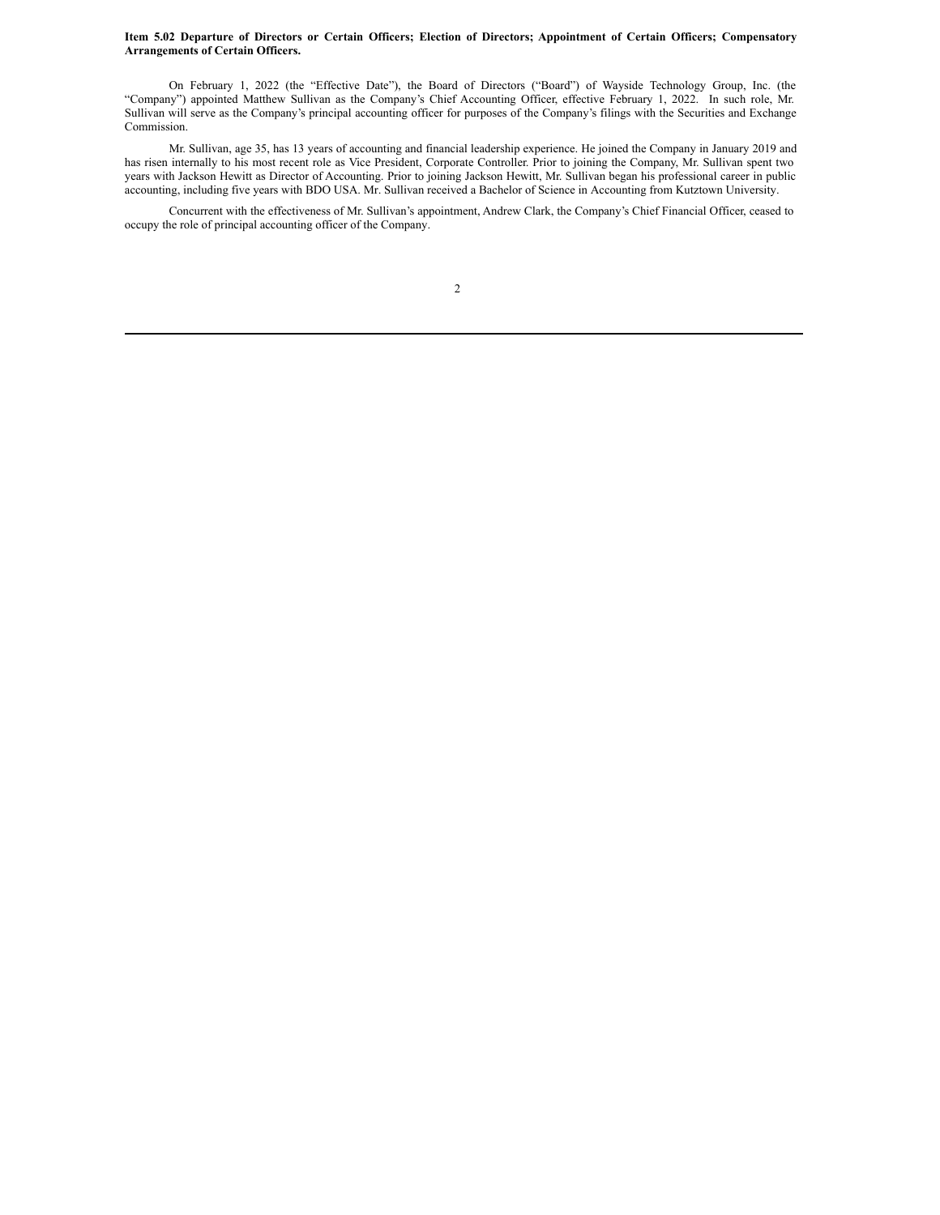**Item 5.02 Departure of Directors or Certain Officers; Election of Directors; Appointment of Certain Officers; Compensatory Arrangements of Certain Officers.**

On February 1, 2022 (the "Effective Date"), the Board of Directors ("Board") of Wayside Technology Group, Inc. (the "Company") appointed Matthew Sullivan as the Company's Chief Accounting Officer, effective February 1, 2022. In such role, Mr. Sullivan will serve as the Company's principal accounting officer for purposes of the Company's filings with the Securities and Exchange Commission.

Mr. Sullivan, age 35, has 13 years of accounting and financial leadership experience. He joined the Company in January 2019 and has risen internally to his most recent role as Vice President, Corporate Controller. Prior to joining the Company, Mr. Sullivan spent two years with Jackson Hewitt as Director of Accounting. Prior to joining Jackson Hewitt, Mr. Sullivan began his professional career in public accounting, including five years with BDO USA. Mr. Sullivan received a Bachelor of Science in Accounting from Kutztown University.

Concurrent with the effectiveness of Mr. Sullivan's appointment, Andrew Clark, the Company's Chief Financial Officer, ceased to occupy the role of principal accounting officer of the Company.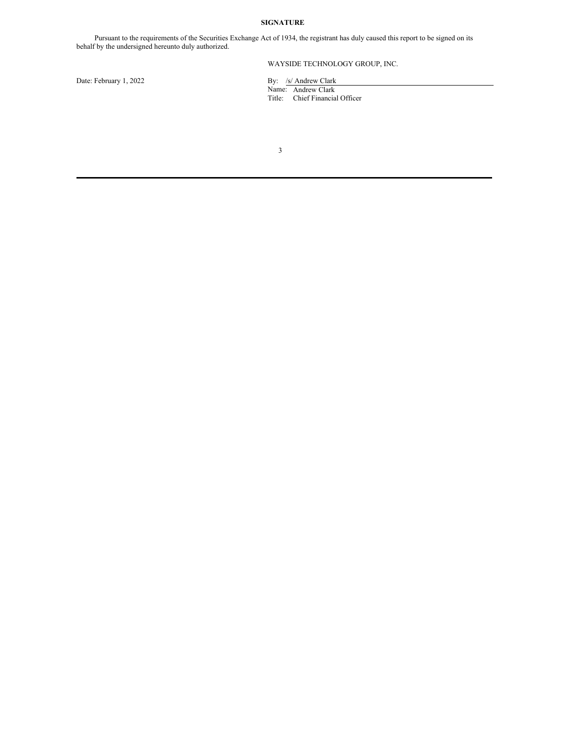**SIGNATURE**

Pursuant to the requirements of the Securities Exchange Act of 1934, the registrant has duly caused this report to be signed on its behalf by the undersigned hereunto duly authorized.

WAYSIDE TECHNOLOGY GROUP, INC.

Date: February 1, 2022

By: /s/ Andrew Clark
Name: Andrew Clark
Title: Chief Financial Officer